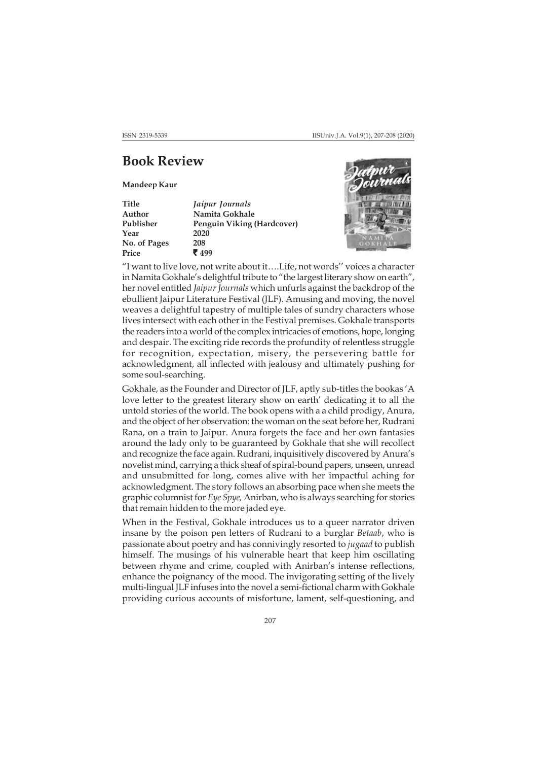# Book Review

**Mandeep Kaur**

| | |
|---|---|
| **Title** | ***Jaipur Journals*** |
| **Author** | **Namita Gokhale** |
| **Publisher** | **Penguin Viking (Hardcover)** |
| **Year** | **2020** |
| **No. of Pages** | **208** |
| **Price** | **₹ 499** |

"I want to live love, not write about it….Life, not words'' voices a character in Namita Gokhale's delightful tribute to "the largest literary show on earth", her novel entitled *Jaipur Journals* which unfurls against the backdrop of the ebullient Jaipur Literature Festival (JLF). Amusing and moving, the novel weaves a delightful tapestry of multiple tales of sundry characters whose lives intersect with each other in the Festival premises. Gokhale transports the readers into a world of the complex intricacies of emotions, hope, longing and despair. The exciting ride records the profundity of relentless struggle for recognition, expectation, misery, the persevering battle for acknowledgment, all inflected with jealousy and ultimately pushing for some soul-searching.

Gokhale, as the Founder and Director of JLF, aptly sub-titles the bookas 'A love letter to the greatest literary show on earth' dedicating it to all the untold stories of the world. The book opens with a a child prodigy, Anura, and the object of her observation: the woman on the seat before her, Rudrani Rana, on a train to Jaipur. Anura forgets the face and her own fantasies around the lady only to be guaranteed by Gokhale that she will recollect and recognize the face again. Rudrani, inquisitively discovered by Anura's novelist mind, carrying a thick sheaf of spiral-bound papers, unseen, unread and unsubmitted for long, comes alive with her impactful aching for acknowledgment. The story follows an absorbing pace when she meets the graphic columnist for *Eye Spye,* Anirban, who is always searching for stories that remain hidden to the more jaded eye.

When in the Festival, Gokhale introduces us to a queer narrator driven insane by the poison pen letters of Rudrani to a burglar *Betaab*, who is passionate about poetry and has connivingly resorted to *jugaad* to publish himself. The musings of his vulnerable heart that keep him oscillating between rhyme and crime, coupled with Anirban's intense reflections, enhance the poignancy of the mood. The invigorating setting of the lively multi-lingual JLF infuses into the novel a semi-fictional charm with Gokhale providing curious accounts of misfortune, lament, self-questioning, and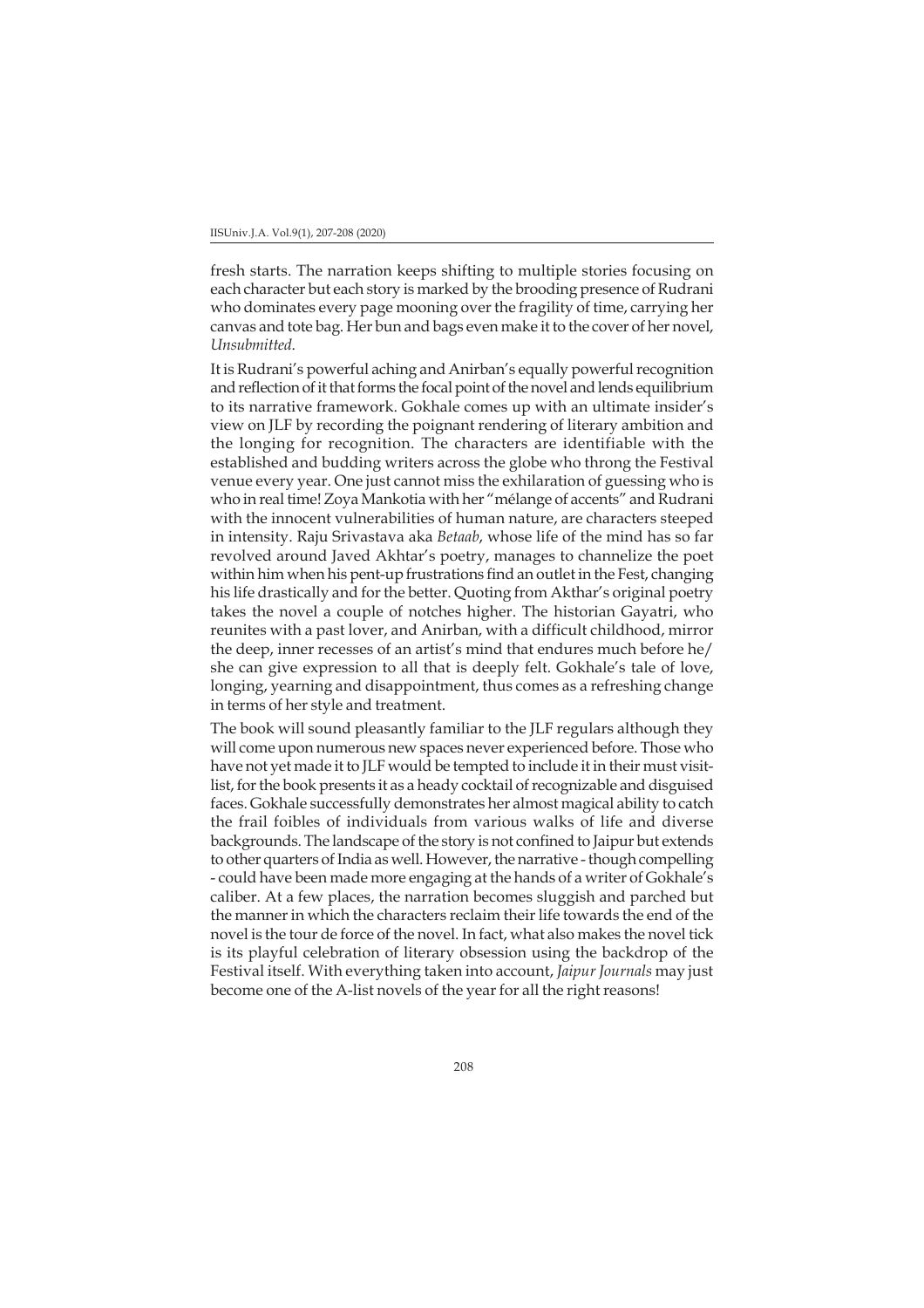fresh starts. The narration keeps shifting to multiple stories focusing on each character but each story is marked by the brooding presence of Rudrani who dominates every page mooning over the fragility of time, carrying her canvas and tote bag. Her bun and bags even make it to the cover of her novel, *Unsubmitted*.

It is Rudrani's powerful aching and Anirban's equally powerful recognition and reflection of it that forms the focal point of the novel and lends equilibrium to its narrative framework. Gokhale comes up with an ultimate insider's view on JLF by recording the poignant rendering of literary ambition and the longing for recognition. The characters are identifiable with the established and budding writers across the globe who throng the Festival venue every year. One just cannot miss the exhilaration of guessing who is who in real time! Zoya Mankotia with her "mélange of accents" and Rudrani with the innocent vulnerabilities of human nature, are characters steeped in intensity. Raju Srivastava aka *Betaab*, whose life of the mind has so far revolved around Javed Akhtar's poetry, manages to channelize the poet within him when his pent-up frustrations find an outlet in the Fest, changing his life drastically and for the better. Quoting from Akthar's original poetry takes the novel a couple of notches higher. The historian Gayatri, who reunites with a past lover, and Anirban, with a difficult childhood, mirror the deep, inner recesses of an artist's mind that endures much before he/she can give expression to all that is deeply felt. Gokhale's tale of love, longing, yearning and disappointment, thus comes as a refreshing change in terms of her style and treatment.

The book will sound pleasantly familiar to the JLF regulars although they will come upon numerous new spaces never experienced before. Those who have not yet made it to JLF would be tempted to include it in their must visit-list, for the book presents it as a heady cocktail of recognizable and disguised faces. Gokhale successfully demonstrates her almost magical ability to catch the frail foibles of individuals from various walks of life and diverse backgrounds. The landscape of the story is not confined to Jaipur but extends to other quarters of India as well. However, the narrative - though compelling - could have been made more engaging at the hands of a writer of Gokhale's caliber. At a few places, the narration becomes sluggish and parched but the manner in which the characters reclaim their life towards the end of the novel is the tour de force of the novel. In fact, what also makes the novel tick is its playful celebration of literary obsession using the backdrop of the Festival itself. With everything taken into account, *Jaipur Journals* may just become one of the A-list novels of the year for all the right reasons!